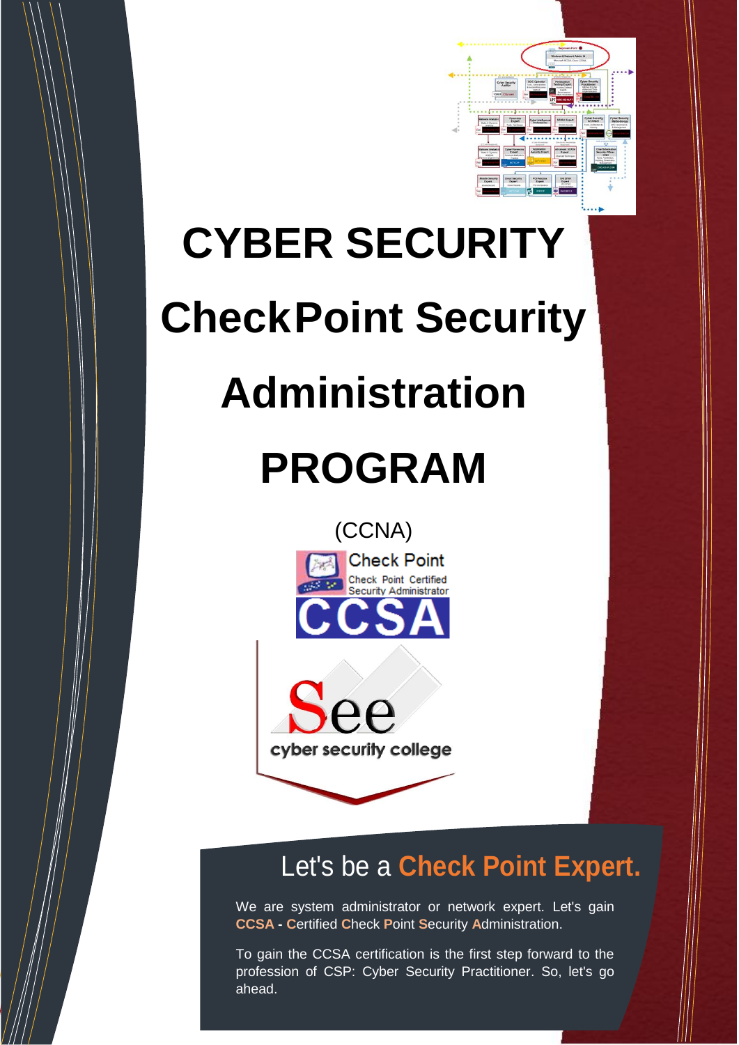# CYBER SECURITY CheckPoint Security Administration PROGRAM

(CCNA)

Check Point

Check Point Certified Security Administrator

CCSA

See

cyber security college

## Let's be a **Check Point Expert.**

We are system administrator or network expert. Let's gain **CCSA - C**ertified **C**heck **P**oint **S**ecurity **A**dministration.

To gain the CCSA certification is the first step forward to the profession of CSP: Cyber Security Practitioner. So, let's go ahead.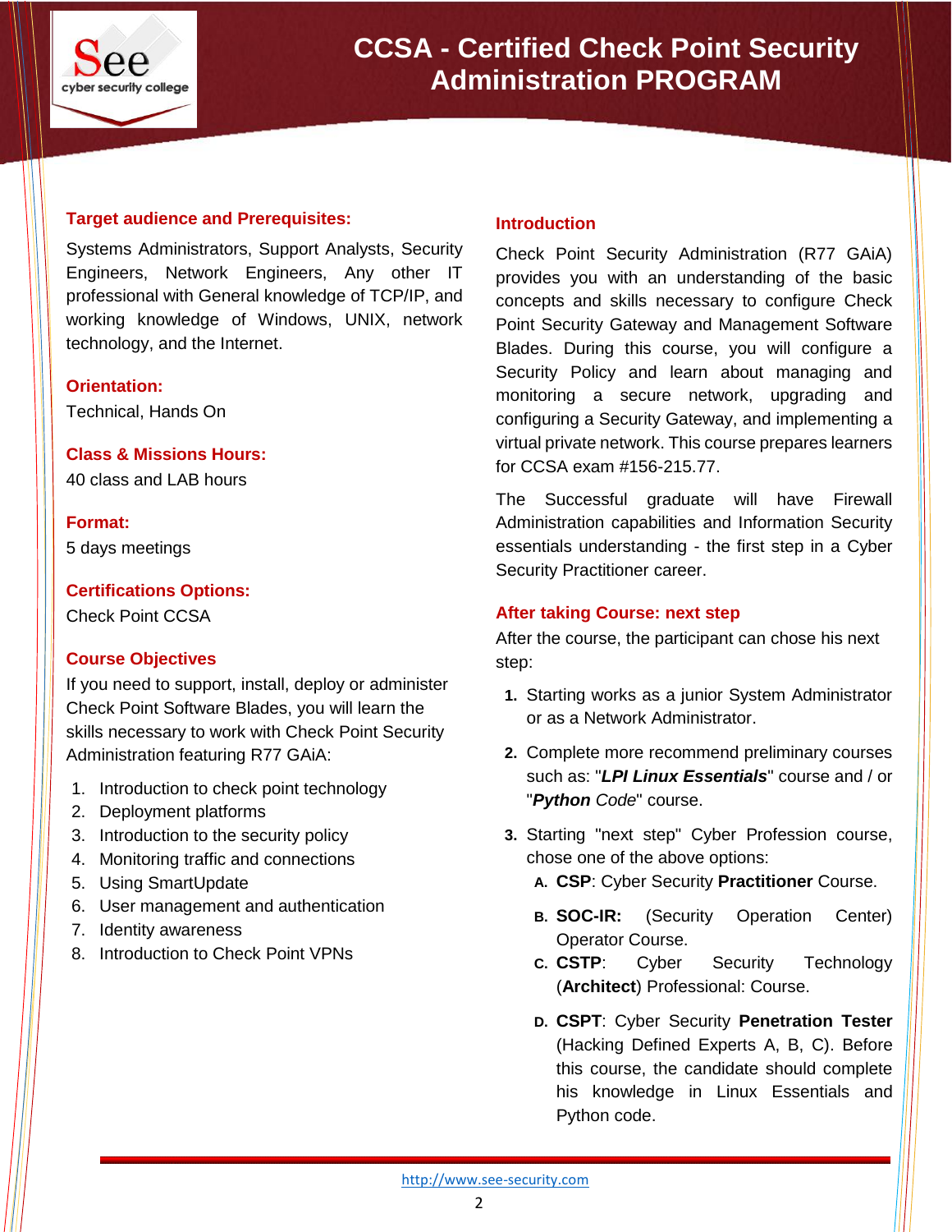# CCSA - Certified Check Point Security Administration PROGRAM

## Target audience and Prerequisites:

Systems Administrators, Support Analysts, Security Engineers, Network Engineers, Any other IT professional with General knowledge of TCP/IP, and working knowledge of Windows, UNIX, network technology, and the Internet.

## Orientation:

Technical, Hands On

## Class & Missions Hours:

40 class and LAB hours

## Format:

5 days meetings

## Certifications Options:

Check Point CCSA

## Course Objectives

If you need to support, install, deploy or administer Check Point Software Blades, you will learn the skills necessary to work with Check Point Security Administration featuring R77 GAiA:

1. Introduction to check point technology
2. Deployment platforms
3. Introduction to the security policy
4. Monitoring traffic and connections
5. Using SmartUpdate
6. User management and authentication
7. Identity awareness
8. Introduction to Check Point VPNs

## Introduction

Check Point Security Administration (R77 GAiA) provides you with an understanding of the basic concepts and skills necessary to configure Check Point Security Gateway and Management Software Blades. During this course, you will configure a Security Policy and learn about managing and monitoring a secure network, upgrading and configuring a Security Gateway, and implementing a virtual private network. This course prepares learners for CCSA exam #156-215.77.

The Successful graduate will have Firewall Administration capabilities and Information Security essentials understanding - the first step in a Cyber Security Practitioner career.

## After taking Course: next step

After the course, the participant can chose his next step:

1. Starting works as a junior System Administrator or as a Network Administrator.
2. Complete more recommend preliminary courses such as: "***LPI Linux Essentials***" course and / or "***Python** Code*" course.
3. Starting "next step" Cyber Profession course, chose one of the above options:
   - A. **CSP**: Cyber Security **Practitioner** Course.
   - B. **SOC-IR:** (Security Operation Center) Operator Course.
   - C. **CSTP**: Cyber Security Technology (**Architect**) Professional: Course.
   - D. **CSPT**: Cyber Security **Penetration Tester** (Hacking Defined Experts A, B, C). Before this course, the candidate should complete his knowledge in Linux Essentials and Python code.

http://www.see-security.com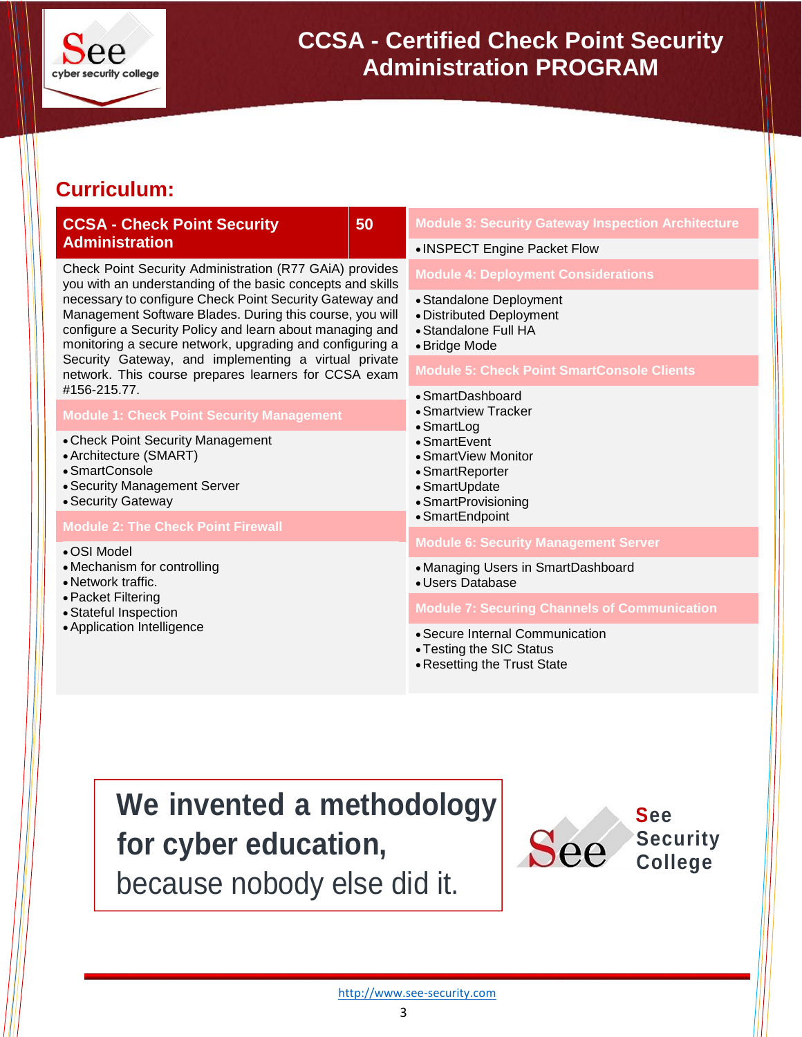# CCSA - Certified Check Point Security Administration PROGRAM

## Curriculum:

| CCSA - Check Point Security Administration | 50 |
|---|---|

Check Point Security Administration (R77 GAiA) provides you with an understanding of the basic concepts and skills necessary to configure Check Point Security Gateway and Management Software Blades. During this course, you will configure a Security Policy and learn about managing and monitoring a secure network, upgrading and configuring a Security Gateway, and implementing a virtual private network. This course prepares learners for CCSA exam #156-215.77.

### Module 1: Check Point Security Management

- Check Point Security Management
- Architecture (SMART)
- SmartConsole
- Security Management Server
- Security Gateway

### Module 2: The Check Point Firewall

- OSI Model
- Mechanism for controlling
- Network traffic.
- Packet Filtering
- Stateful Inspection
- Application Intelligence

### Module 3: Security Gateway Inspection Architecture

- INSPECT Engine Packet Flow

### Module 4: Deployment Considerations

- Standalone Deployment
- Distributed Deployment
- Standalone Full HA
- Bridge Mode

### Module 5: Check Point SmartConsole Clients

- SmartDashboard
- Smartview Tracker
- SmartLog
- SmartEvent
- SmartView Monitor
- SmartReporter
- SmartUpdate
- SmartProvisioning
- SmartEndpoint

### Module 6: Security Management Server

- Managing Users in SmartDashboard
- Users Database

### Module 7: Securing Channels of Communication

- Secure Internal Communication
- Testing the SIC Status
- Resetting the Trust State

**We invented a methodology for cyber education,**
because nobody else did it.

See Security College

http://www.see-security.com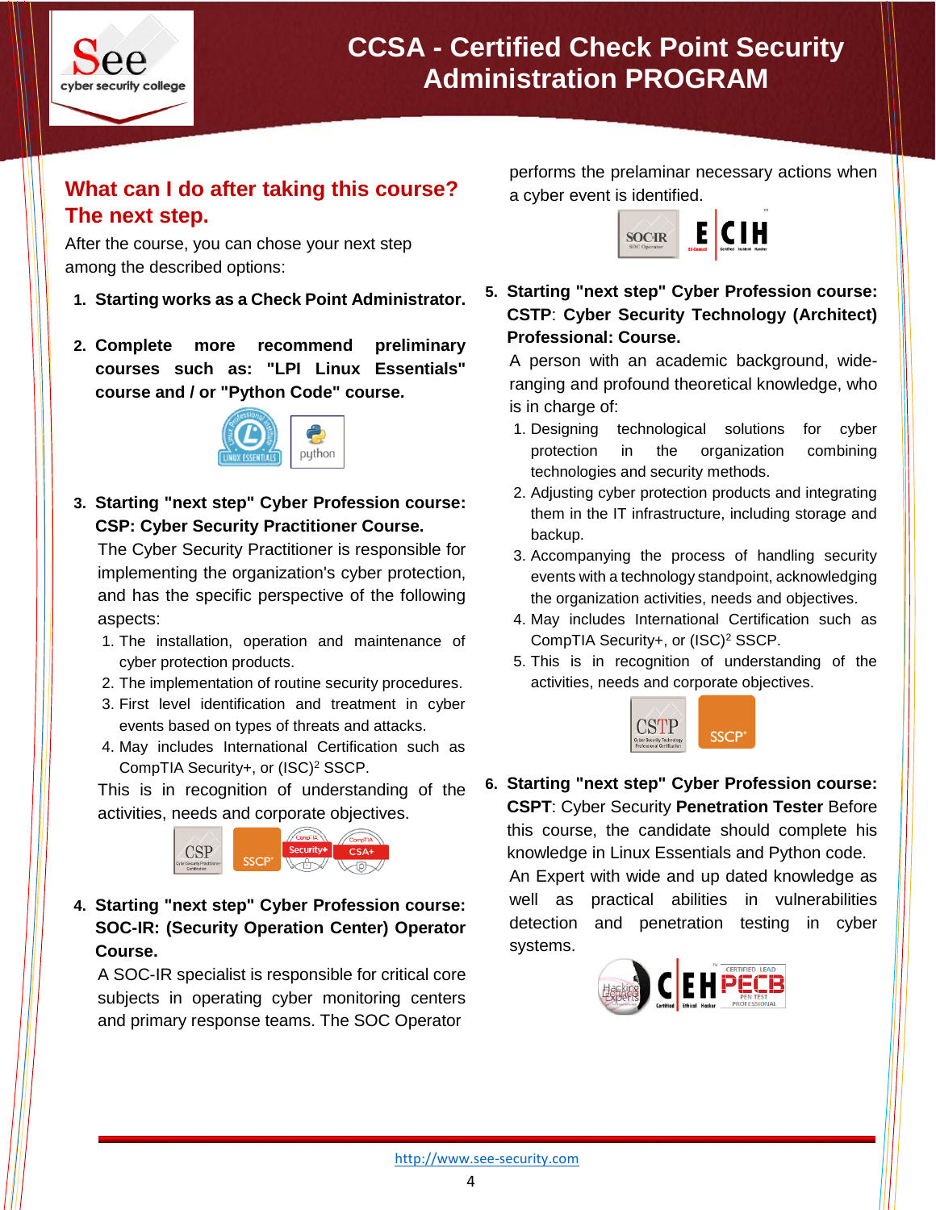## What can I do after taking this course? The next step.

After the course, you can chose your next step among the described options:

1. **Starting works as a Check Point Administrator.**
2. **Complete more recommend preliminary courses such as: "LPI Linux Essentials" course and / or "Python Code" course.**
3. **Starting "next step" Cyber Profession course: CSP: Cyber Security Practitioner Course.**

   The Cyber Security Practitioner is responsible for implementing the organization's cyber protection, and has the specific perspective of the following aspects:

   1. The installation, operation and maintenance of cyber protection products.
   2. The implementation of routine security procedures.
   3. First level identification and treatment in cyber events based on types of threats and attacks.
   4. May includes International Certification such as CompTIA Security+, or (ISC)² SSCP.

   This is in recognition of understanding of the activities, needs and corporate objectives.

4. **Starting "next step" Cyber Profession course: SOC-IR: (Security Operation Center) Operator Course.**

   A SOC-IR specialist is responsible for critical core subjects in operating cyber monitoring centers and primary response teams. The SOC Operator performs the prelaminar necessary actions when a cyber event is identified.

5. **Starting "next step" Cyber Profession course: CSTP: Cyber Security Technology (Architect) Professional: Course.**

   A person with an academic background, wide-ranging and profound theoretical knowledge, who is in charge of:

   1. Designing technological solutions for cyber protection in the organization combining technologies and security methods.
   2. Adjusting cyber protection products and integrating them in the IT infrastructure, including storage and backup.
   3. Accompanying the process of handling security events with a technology standpoint, acknowledging the organization activities, needs and objectives.
   4. May includes International Certification such as CompTIA Security+, or (ISC)² SSCP.
   5. This is in recognition of understanding of the activities, needs and corporate objectives.

6. **Starting "next step" Cyber Profession course: CSPT**: Cyber Security **Penetration Tester** Before this course, the candidate should complete his knowledge in Linux Essentials and Python code.

   An Expert with wide and up dated knowledge as well as practical abilities in vulnerabilities detection and penetration testing in cyber systems.

http://www.see-security.com